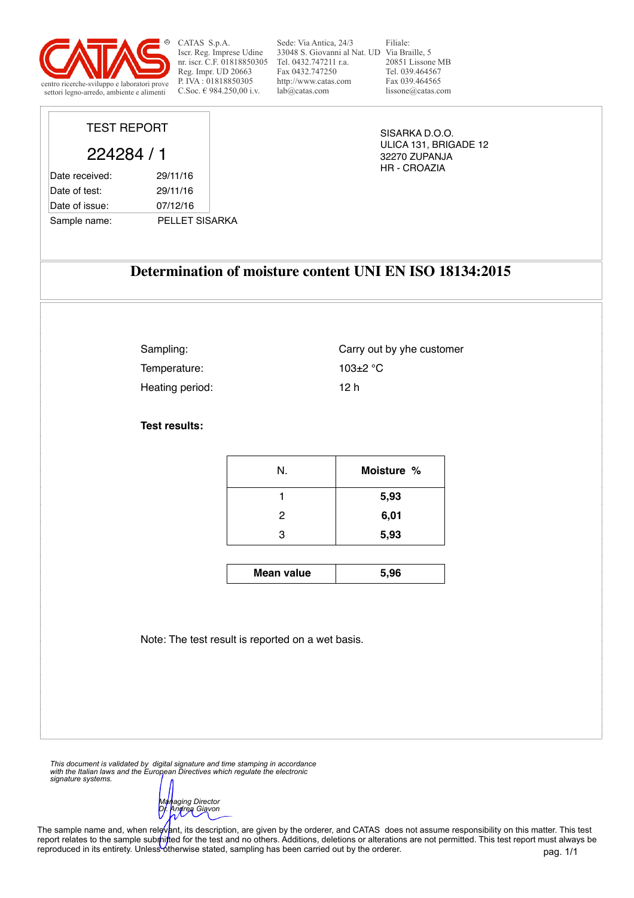CATAS S.p.A.
Iscr. Reg. Imprese Udine
nr. iscr. C.F. 01818850305
Reg. Impr. UD 20663
P. IVA : 01818850305
C.Soc. € 984.250,00 i.v.

Sede: Via Antica, 24/3
33048 S. Giovanni al Nat. UD
Tel. 0432.747211 r.a.
Fax 0432.747250
http://www.catas.com
lab@catas.com

Filiale:
Via Braille, 5
20851 Lissone MB
Tel. 039.464567
Fax 039.464565
lissone@catas.com

centro ricerche-sviluppo e laboratori prove
settori legno-arredo, ambiente e alimenti

# TEST REPORT

## 224284 / 1

| | |
|---|---|
| Date received: | 29/11/16 |
| Date of test: | 29/11/16 |
| Date of issue: | 07/12/16 |
| Sample name: | PELLET SISARKA |

SISARKA D.O.O.
ULICA 131, BRIGADE 12
32270 ZUPANJA
HR - CROAZIA

# Determination of moisture content UNI EN ISO 18134:2015

| | |
|---|---|
| Sampling: | Carry out by yhe customer |
| Temperature: | 103±2 °C |
| Heating period: | 12 h |

**Test results:**

| N. | **Moisture %** |
|---|---|
| 1 | **5,93** |
| 2 | **6,01** |
| 3 | **5,93** |
| **Mean value** | **5,96** |

Note: The test result is reported on a wet basis.

*This document is validated by digital signature and time stamping in accordance with the Italian laws and the European Directives which regulate the electronic signature systems.*

*Managing Director*
*Dr. Andrea Giavon*

The sample name and, when relevant, its description, are given by the orderer, and CATAS does not assume responsibility on this matter. This test report relates to the sample submitted for the test and no others. Additions, deletions or alterations are not permitted. This test report must always be reproduced in its entirety. Unless otherwise stated, sampling has been carried out by the orderer.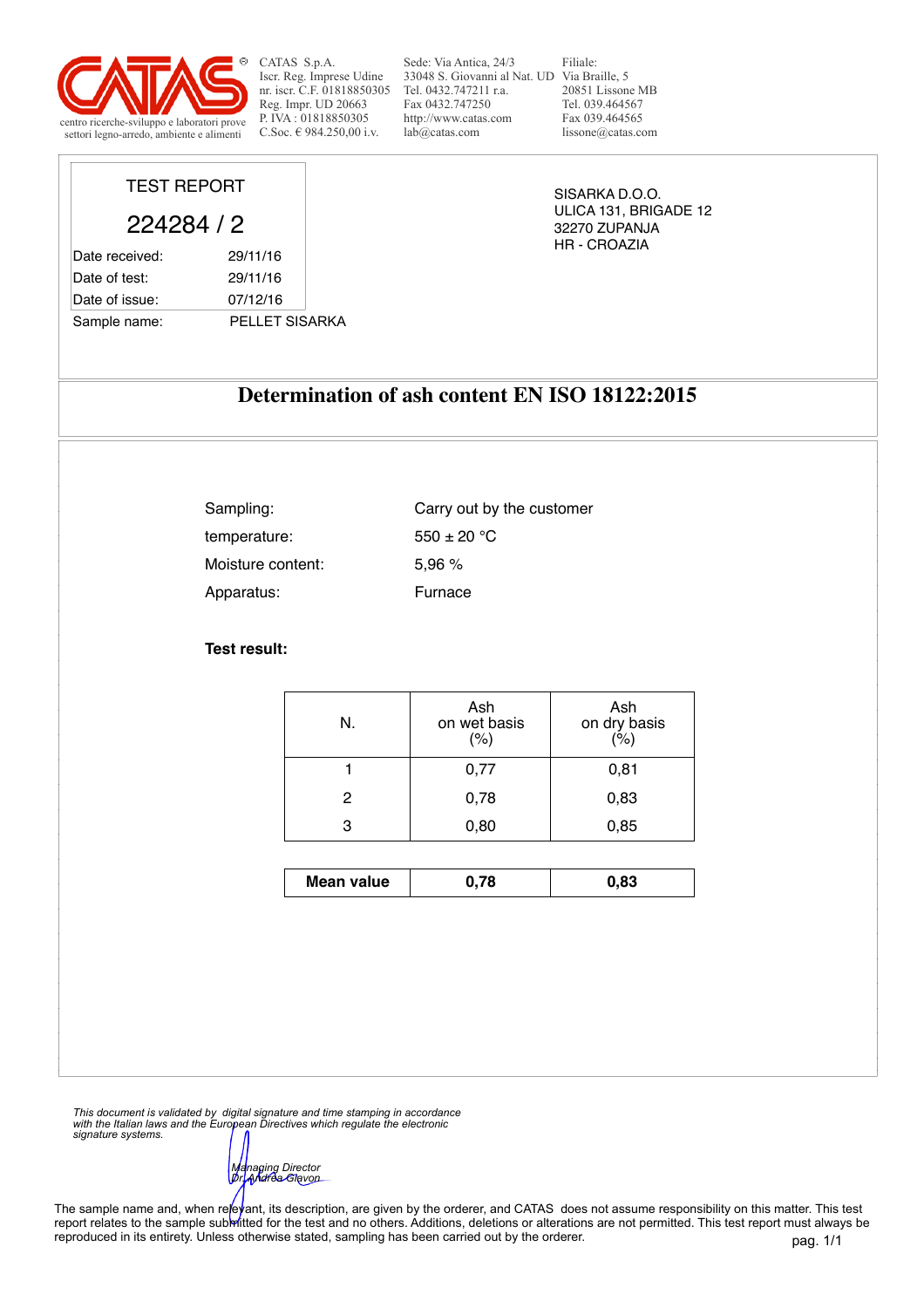CATAS S.p.A.
Iscr. Reg. Imprese Udine
nr. iscr. C.F. 01818850305
Reg. Impr. UD 20663
P. IVA : 01818850305
C.Soc. € 984.250,00 i.v.

Sede: Via Antica, 24/3
33048 S. Giovanni al Nat. UD
Tel. 0432.747211 r.a.
Fax 0432.747250
http://www.catas.com
lab@catas.com

Filiale:
Via Braille, 5
20851 Lissone MB
Tel. 039.464567
Fax 039.464565
lissone@catas.com

centro ricerche-sviluppo e laboratori prove
settori legno-arredo, ambiente e alimenti

TEST REPORT

224284 / 2

| | |
|---|---|
| Date received: | 29/11/16 |
| Date of test: | 29/11/16 |
| Date of issue: | 07/12/16 |
| Sample name: | PELLET SISARKA |

SISARKA D.O.O.
ULICA 131, BRIGADE 12
32270 ZUPANJA
HR - CROAZIA

# Determination of ash content EN ISO 18122:2015

| | |
|---|---|
| Sampling: | Carry out by the customer |
| temperature: | 550 ± 20 °C |
| Moisture content: | 5,96 % |
| Apparatus: | Furnace |

**Test result:**

| N. | Ash on wet basis (%) | Ash on dry basis (%) |
|---|---|---|
| 1 | 0,77 | 0,81 |
| 2 | 0,78 | 0,83 |
| 3 | 0,80 | 0,85 |
| **Mean value** | **0,78** | **0,83** |

*This document is validated by digital signature and time stamping in accordance with the Italian laws and the European Directives which regulate the electronic signature systems.*

*Managing Director*
*Dr. Andrea Giavon*

The sample name and, when relevant, its description, are given by the orderer, and CATAS does not assume responsibility on this matter. This test report relates to the sample submitted for the test and no others. Additions, deletions or alterations are not permitted. This test report must always be reproduced in its entirety. Unless otherwise stated, sampling has been carried out by the orderer.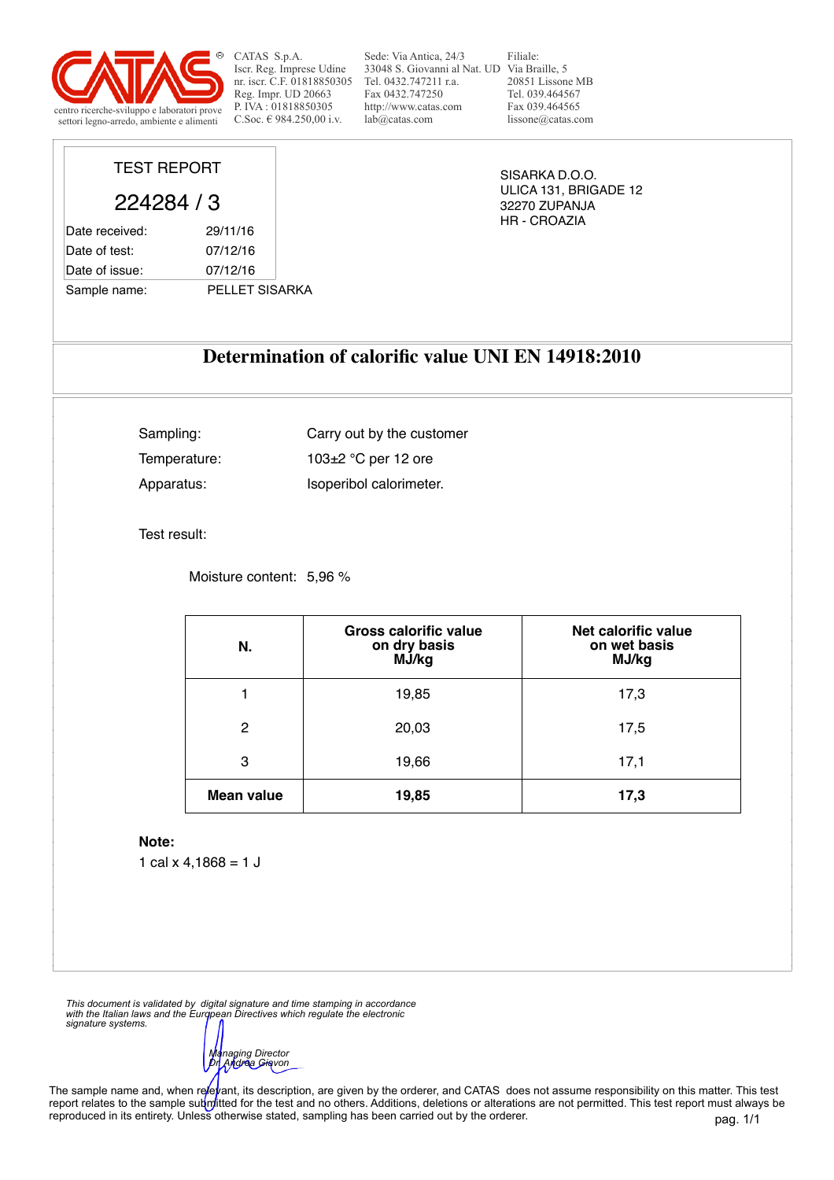CATAS S.p.A.
Iscr. Reg. Imprese Udine
nr. iscr. C.F. 01818850305
Reg. Impr. UD 20663
P. IVA : 01818850305
C.Soc. € 984.250,00 i.v.

Sede: Via Antica, 24/3
33048 S. Giovanni al Nat. UD
Tel. 0432.747211 r.a.
Fax 0432.747250
http://www.catas.com
lab@catas.com

Filiale:
Via Braille, 5
20851 Lissone MB
Tel. 039.464567
Fax 039.464565
lissone@catas.com

centro ricerche-sviluppo e laboratori prove
settori legno-arredo, ambiente e alimenti

TEST REPORT

224284 / 3

| | |
|---|---|
| Date received: | 29/11/16 |
| Date of test: | 07/12/16 |
| Date of issue: | 07/12/16 |
| Sample name: | PELLET SISARKA |

SISARKA D.O.O.
ULICA 131, BRIGADE 12
32270 ZUPANJA
HR - CROAZIA

# Determination of calorific value UNI EN 14918:2010

| | |
|---|---|
| Sampling: | Carry out by the customer |
| Temperature: | 103±2 °C per 12 ore |
| Apparatus: | Isoperibol calorimeter. |

Test result:

Moisture content: 5,96 %

| N. | Gross calorific value on dry basis MJ/kg | Net calorific value on wet basis MJ/kg |
|---|---|---|
| 1 | 19,85 | 17,3 |
| 2 | 20,03 | 17,5 |
| 3 | 19,66 | 17,1 |
| **Mean value** | **19,85** | **17,3** |

**Note:**
1 cal x 4,1868 = 1 J

*This document is validated by digital signature and time stamping in accordance with the Italian laws and the European Directives which regulate the electronic signature systems.*

*Managing Director*
*Dr. Andrea Giavon*

The sample name and, when relevant, its description, are given by the orderer, and CATAS does not assume responsibility on this matter. This test report relates to the sample submitted for the test and no others. Additions, deletions or alterations are not permitted. This test report must always be reproduced in its entirety. Unless otherwise stated, sampling has been carried out by the orderer.